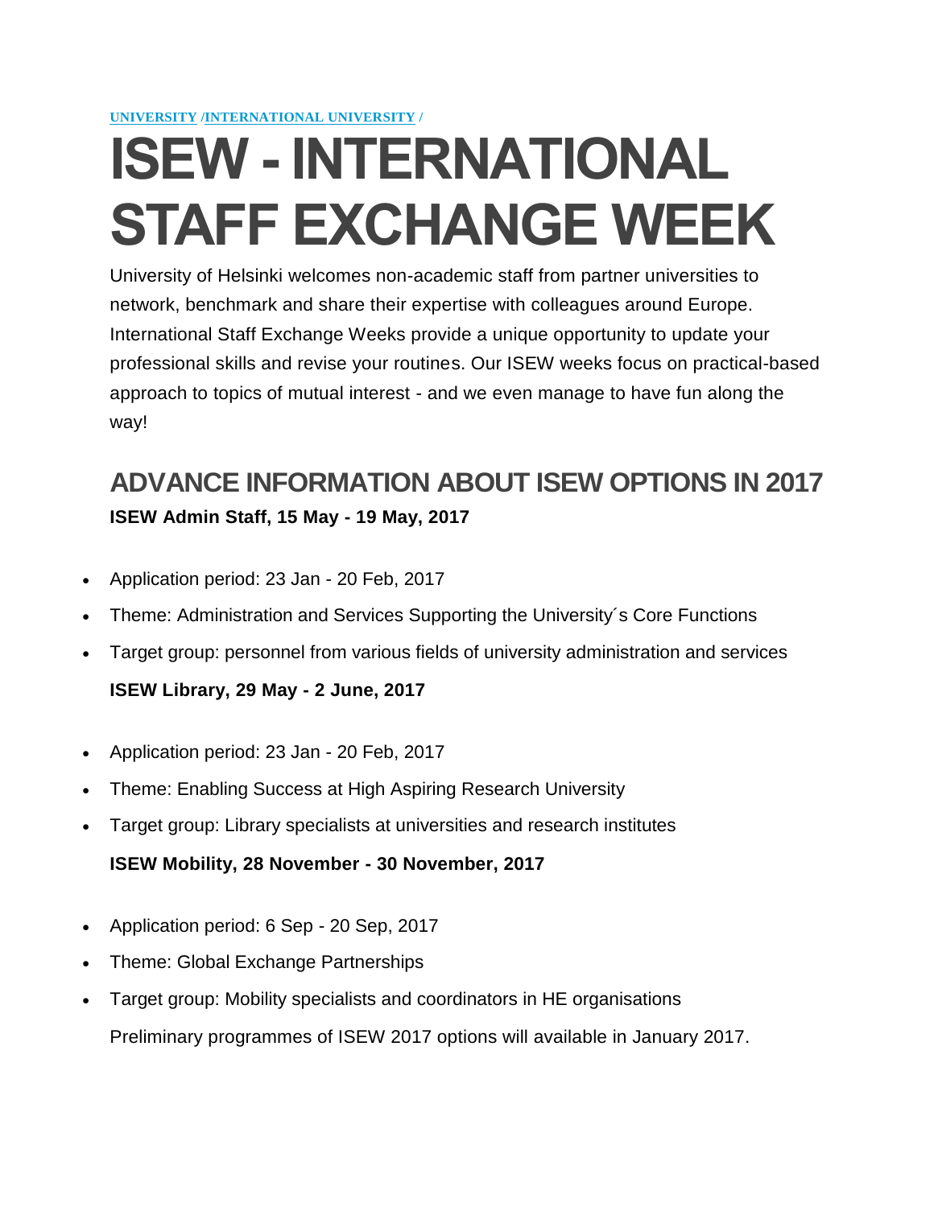[UNIVERSITY](#) /[INTERNATIONAL UNIVERSITY](#) /

# ISEW - INTERNATIONAL STAFF EXCHANGE WEEK

University of Helsinki welcomes non-academic staff from partner universities to network, benchmark and share their expertise with colleagues around Europe. International Staff Exchange Weeks provide a unique opportunity to update your professional skills and revise your routines. Our ISEW weeks focus on practical-based approach to topics of mutual interest - and we even manage to have fun along the way!

## ADVANCE INFORMATION ABOUT ISEW OPTIONS IN 2017

**ISEW Admin Staff, 15 May - 19 May, 2017**

- Application period: 23 Jan - 20 Feb, 2017
- Theme: Administration and Services Supporting the University´s Core Functions
- Target group: personnel from various fields of university administration and services

**ISEW Library, 29 May - 2 June, 2017**

- Application period: 23 Jan - 20 Feb, 2017
- Theme: Enabling Success at High Aspiring Research University
- Target group: Library specialists at universities and research institutes

**ISEW Mobility, 28 November - 30 November, 2017**

- Application period: 6 Sep - 20 Sep, 2017
- Theme: Global Exchange Partnerships
- Target group: Mobility specialists and coordinators in HE organisations

Preliminary programmes of ISEW 2017 options will available in January 2017.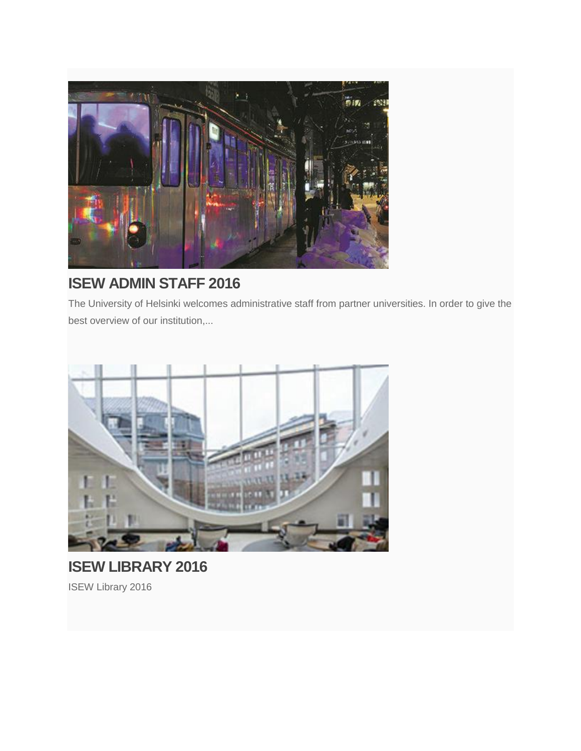## ISEW ADMIN STAFF 2016

The University of Helsinki welcomes administrative staff from partner universities. In order to give the best overview of our institution,...

## ISEW LIBRARY 2016

ISEW Library 2016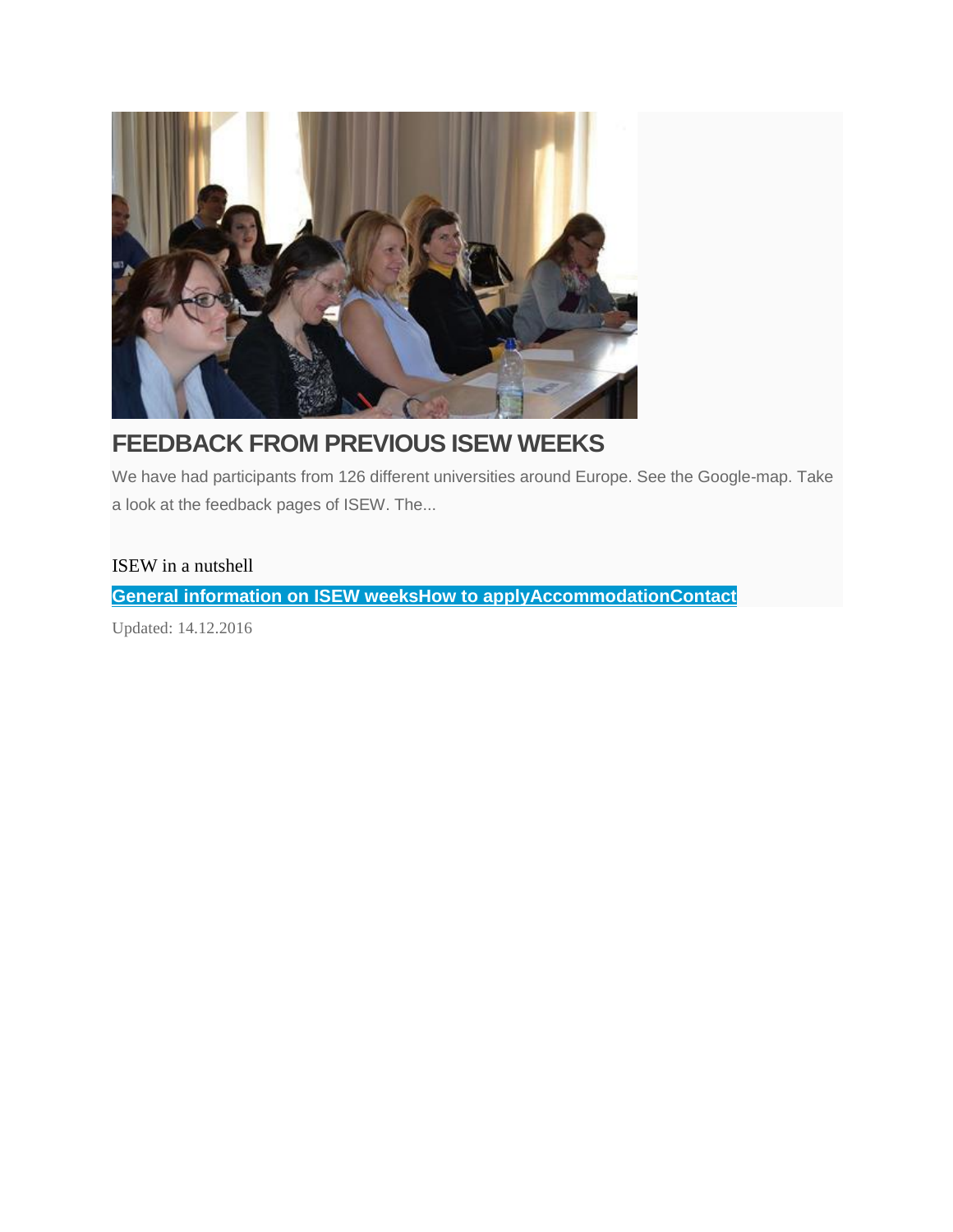## FEEDBACK FROM PREVIOUS ISEW WEEKS

We have had participants from 126 different universities around Europe. See the Google-map. Take a look at the feedback pages of ISEW. The...

ISEW in a nutshell

**General information on ISEW weeksHow to applyAccommodationContact**

Updated: 14.12.2016